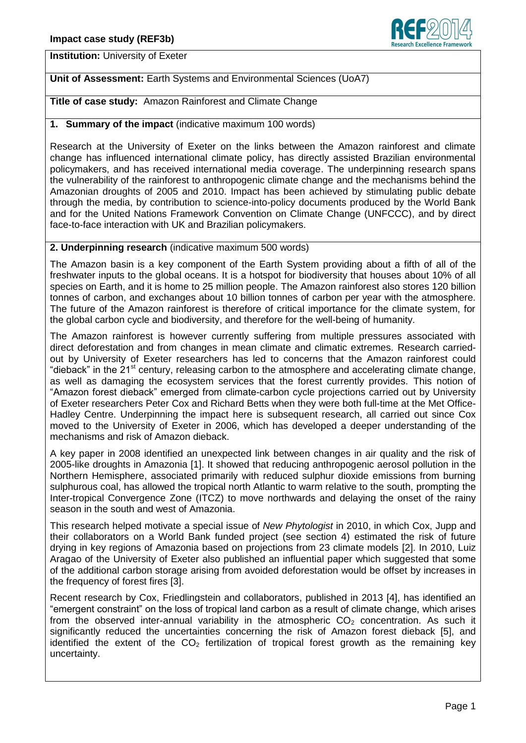**Impact case study (REF3b)**

**Institution:** University of Exeter

**Unit of Assessment:** Earth Systems and Environmental Sciences (UoA7)

**Title of case study:** Amazon Rainforest and Climate Change

## 1. Summary of the impact (indicative maximum 100 words)

Research at the University of Exeter on the links between the Amazon rainforest and climate change has influenced international climate policy, has directly assisted Brazilian environmental policymakers, and has received international media coverage. The underpinning research spans the vulnerability of the rainforest to anthropogenic climate change and the mechanisms behind the Amazonian droughts of 2005 and 2010. Impact has been achieved by stimulating public debate through the media, by contribution to science-into-policy documents produced by the World Bank and for the United Nations Framework Convention on Climate Change (UNFCCC), and by direct face-to-face interaction with UK and Brazilian policymakers.

## 2. Underpinning research (indicative maximum 500 words)

The Amazon basin is a key component of the Earth System providing about a fifth of all of the freshwater inputs to the global oceans. It is a hotspot for biodiversity that houses about 10% of all species on Earth, and it is home to 25 million people. The Amazon rainforest also stores 120 billion tonnes of carbon, and exchanges about 10 billion tonnes of carbon per year with the atmosphere. The future of the Amazon rainforest is therefore of critical importance for the climate system, for the global carbon cycle and biodiversity, and therefore for the well-being of humanity.

The Amazon rainforest is however currently suffering from multiple pressures associated with direct deforestation and from changes in mean climate and climatic extremes. Research carried-out by University of Exeter researchers has led to concerns that the Amazon rainforest could "dieback" in the 21st century, releasing carbon to the atmosphere and accelerating climate change, as well as damaging the ecosystem services that the forest currently provides. This notion of "Amazon forest dieback" emerged from climate-carbon cycle projections carried out by University of Exeter researchers Peter Cox and Richard Betts when they were both full-time at the Met Office-Hadley Centre. Underpinning the impact here is subsequent research, all carried out since Cox moved to the University of Exeter in 2006, which has developed a deeper understanding of the mechanisms and risk of Amazon dieback.

A key paper in 2008 identified an unexpected link between changes in air quality and the risk of 2005-like droughts in Amazonia [1]. It showed that reducing anthropogenic aerosol pollution in the Northern Hemisphere, associated primarily with reduced sulphur dioxide emissions from burning sulphurous coal, has allowed the tropical north Atlantic to warm relative to the south, prompting the Inter-tropical Convergence Zone (ITCZ) to move northwards and delaying the onset of the rainy season in the south and west of Amazonia.

This research helped motivate a special issue of *New Phytologist* in 2010, in which Cox, Jupp and their collaborators on a World Bank funded project (see section 4) estimated the risk of future drying in key regions of Amazonia based on projections from 23 climate models [2]. In 2010, Luiz Aragao of the University of Exeter also published an influential paper which suggested that some of the additional carbon storage arising from avoided deforestation would be offset by increases in the frequency of forest fires [3].

Recent research by Cox, Friedlingstein and collaborators, published in 2013 [4], has identified an "emergent constraint" on the loss of tropical land carbon as a result of climate change, which arises from the observed inter-annual variability in the atmospheric $CO_2$ concentration. As such it significantly reduced the uncertainties concerning the risk of Amazon forest dieback [5], and identified the extent of the $CO_2$ fertilization of tropical forest growth as the remaining key uncertainty.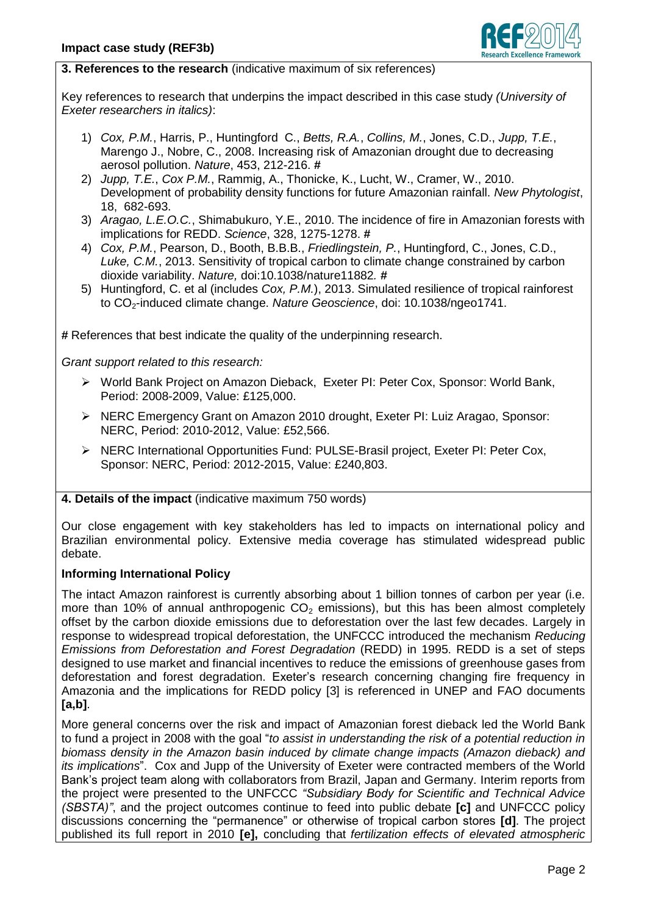**3. References to the research** (indicative maximum of six references)

Key references to research that underpins the impact described in this case study *(University of Exeter researchers in italics)*:

1) *Cox, P.M.*, Harris, P., Huntingford C., *Betts, R.A.*, *Collins, M.*, Jones, C.D., *Jupp, T.E.*, Marengo J., Nobre, C., 2008. Increasing risk of Amazonian drought due to decreasing aerosol pollution. *Nature*, 453, 212-216. **#**
2) *Jupp, T.E.*, *Cox P.M.*, Rammig, A., Thonicke, K., Lucht, W., Cramer, W., 2010. Development of probability density functions for future Amazonian rainfall. *New Phytologist*, 18, 682-693.
3) *Aragao, L.E.O.C.*, Shimabukuro, Y.E., 2010. The incidence of fire in Amazonian forests with implications for REDD. *Science*, 328, 1275-1278. **#**
4) *Cox, P.M.*, Pearson, D., Booth, B.B.B., *Friedlingstein, P.*, Huntingford, C., Jones, C.D., *Luke, C.M.*, 2013. Sensitivity of tropical carbon to climate change constrained by carbon dioxide variability. *Nature,* doi:10.1038/nature11882*.* **#**
5) Huntingford, C. et al (includes *Cox, P.M.*), 2013. Simulated resilience of tropical rainforest to $CO_2$-induced climate change. *Nature Geoscience*, doi: 10.1038/ngeo1741.

**#** References that best indicate the quality of the underpinning research.

*Grant support related to this research:*

- World Bank Project on Amazon Dieback, Exeter PI: Peter Cox, Sponsor: World Bank, Period: 2008-2009, Value: £125,000.
- NERC Emergency Grant on Amazon 2010 drought, Exeter PI: Luiz Aragao, Sponsor: NERC, Period: 2010-2012, Value: £52,566.
- NERC International Opportunities Fund: PULSE-Brasil project, Exeter PI: Peter Cox, Sponsor: NERC, Period: 2012-2015, Value: £240,803.

**4. Details of the impact** (indicative maximum 750 words)

Our close engagement with key stakeholders has led to impacts on international policy and Brazilian environmental policy. Extensive media coverage has stimulated widespread public debate.

**Informing International Policy**

The intact Amazon rainforest is currently absorbing about 1 billion tonnes of carbon per year (i.e. more than 10% of annual anthropogenic $CO_2$ emissions), but this has been almost completely offset by the carbon dioxide emissions due to deforestation over the last few decades. Largely in response to widespread tropical deforestation, the UNFCCC introduced the mechanism *Reducing Emissions from Deforestation and Forest Degradation* (REDD) in 1995. REDD is a set of steps designed to use market and financial incentives to reduce the emissions of greenhouse gases from deforestation and forest degradation. Exeter's research concerning changing fire frequency in Amazonia and the implications for REDD policy [3] is referenced in UNEP and FAO documents **[a,b]**.

More general concerns over the risk and impact of Amazonian forest dieback led the World Bank to fund a project in 2008 with the goal "*to assist in understanding the risk of a potential reduction in biomass density in the Amazon basin induced by climate change impacts (Amazon dieback) and its implications*". Cox and Jupp of the University of Exeter were contracted members of the World Bank's project team along with collaborators from Brazil, Japan and Germany. Interim reports from the project were presented to the UNFCCC *"Subsidiary Body for Scientific and Technical Advice (SBSTA)"*, and the project outcomes continue to feed into public debate **[c]** and UNFCCC policy discussions concerning the "permanence" or otherwise of tropical carbon stores **[d]**. The project published its full report in 2010 **[e],** concluding that *fertilization effects of elevated atmospheric*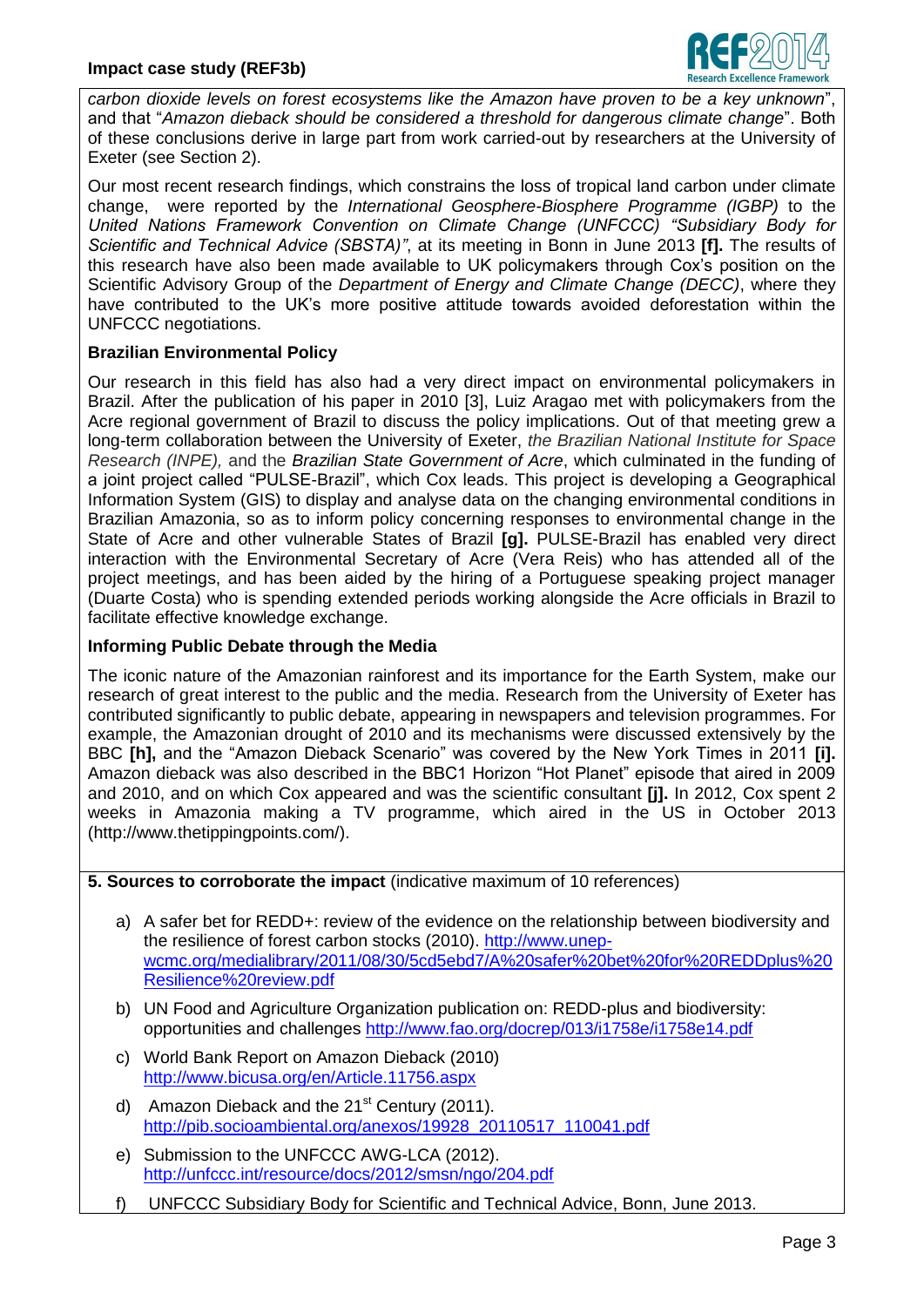*carbon dioxide levels on forest ecosystems like the Amazon have proven to be a key unknown*", and that "*Amazon dieback should be considered a threshold for dangerous climate change*". Both of these conclusions derive in large part from work carried-out by researchers at the University of Exeter (see Section 2).

Our most recent research findings, which constrains the loss of tropical land carbon under climate change, were reported by the *International Geosphere-Biosphere Programme (IGBP)* to the *United Nations Framework Convention on Climate Change (UNFCCC) "Subsidiary Body for Scientific and Technical Advice (SBSTA)"*, at its meeting in Bonn in June 2013 **[f].** The results of this research have also been made available to UK policymakers through Cox's position on the Scientific Advisory Group of the *Department of Energy and Climate Change (DECC)*, where they have contributed to the UK's more positive attitude towards avoided deforestation within the UNFCCC negotiations.

**Brazilian Environmental Policy**

Our research in this field has also had a very direct impact on environmental policymakers in Brazil. After the publication of his paper in 2010 [3], Luiz Aragao met with policymakers from the Acre regional government of Brazil to discuss the policy implications. Out of that meeting grew a long-term collaboration between the University of Exeter, *the Brazilian National Institute for Space Research (INPE),* and the *Brazilian State Government of Acre*, which culminated in the funding of a joint project called "PULSE-Brazil", which Cox leads. This project is developing a Geographical Information System (GIS) to display and analyse data on the changing environmental conditions in Brazilian Amazonia, so as to inform policy concerning responses to environmental change in the State of Acre and other vulnerable States of Brazil **[g].** PULSE-Brazil has enabled very direct interaction with the Environmental Secretary of Acre (Vera Reis) who has attended all of the project meetings, and has been aided by the hiring of a Portuguese speaking project manager (Duarte Costa) who is spending extended periods working alongside the Acre officials in Brazil to facilitate effective knowledge exchange.

**Informing Public Debate through the Media**

The iconic nature of the Amazonian rainforest and its importance for the Earth System, make our research of great interest to the public and the media. Research from the University of Exeter has contributed significantly to public debate, appearing in newspapers and television programmes. For example, the Amazonian drought of 2010 and its mechanisms were discussed extensively by the BBC **[h],** and the "Amazon Dieback Scenario" was covered by the New York Times in 2011 **[i].** Amazon dieback was also described in the BBC1 Horizon "Hot Planet" episode that aired in 2009 and 2010, and on which Cox appeared and was the scientific consultant **[j].** In 2012, Cox spent 2 weeks in Amazonia making a TV programme, which aired in the US in October 2013 (http://www.thetippingpoints.com/).

**5. Sources to corroborate the impact** (indicative maximum of 10 references)

a) A safer bet for REDD+: review of the evidence on the relationship between biodiversity and the resilience of forest carbon stocks (2010). http://www.unep-wcmc.org/medialibrary/2011/08/30/5cd5ebd7/A%20safer%20bet%20for%20REDDplus%20Resilience%20review.pdf

b) UN Food and Agriculture Organization publication on: REDD-plus and biodiversity: opportunities and challenges http://www.fao.org/docrep/013/i1758e/i1758e14.pdf

c) World Bank Report on Amazon Dieback (2010) http://www.bicusa.org/en/Article.11756.aspx

d) Amazon Dieback and the 21st Century (2011). http://pib.socioambiental.org/anexos/19928_20110517_110041.pdf

e) Submission to the UNFCCC AWG-LCA (2012). http://unfccc.int/resource/docs/2012/smsn/ngo/204.pdf

f) UNFCCC Subsidiary Body for Scientific and Technical Advice, Bonn, June 2013.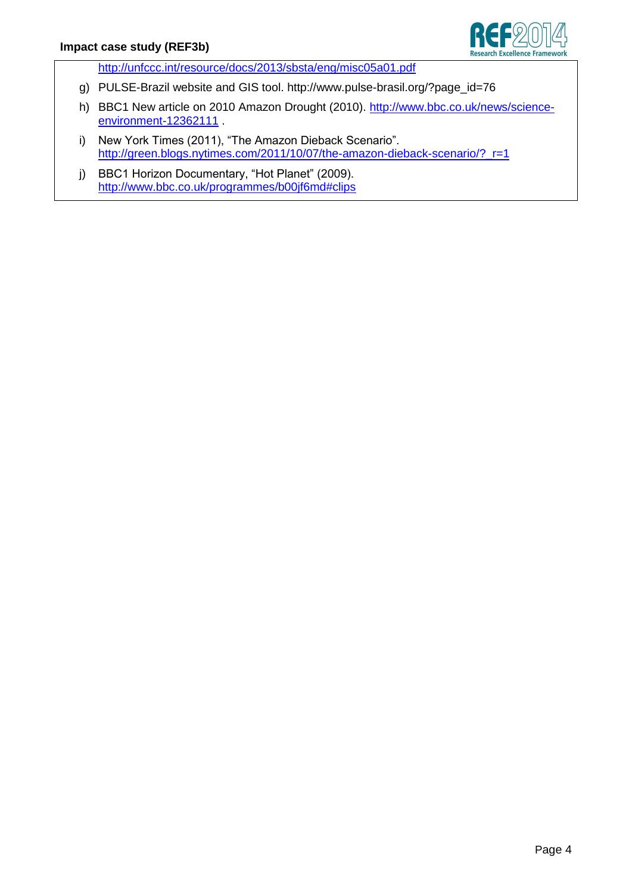http://unfccc.int/resource/docs/2013/sbsta/eng/misc05a01.pdf

g) PULSE-Brazil website and GIS tool. http://www.pulse-brasil.org/?page_id=76

h) BBC1 New article on 2010 Amazon Drought (2010). http://www.bbc.co.uk/news/science-environment-12362111 .

i) New York Times (2011), "The Amazon Dieback Scenario". http://green.blogs.nytimes.com/2011/10/07/the-amazon-dieback-scenario/?_r=1

j) BBC1 Horizon Documentary, "Hot Planet" (2009). http://www.bbc.co.uk/programmes/b00jf6md#clips